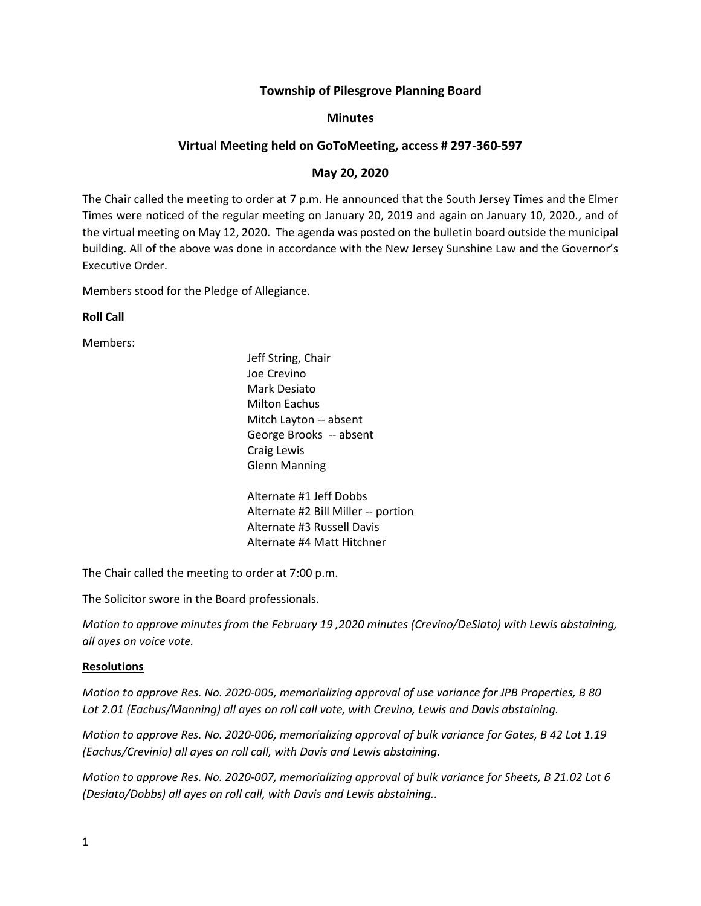# Township of Pilesgrove Planning Board

## Minutes

## Virtual Meeting held on GoToMeeting, access # 297-360-597

## May 20, 2020

The Chair called the meeting to order at 7 p.m. He announced that the South Jersey Times and the Elmer Times were noticed of the regular meeting on January 20, 2019 and again on January 10, 2020., and of the virtual meeting on May 12, 2020. The agenda was posted on the bulletin board outside the municipal building. All of the above was done in accordance with the New Jersey Sunshine Law and the Governor's Executive Order.

Members stood for the Pledge of Allegiance.

**Roll Call**

Members:

Jeff String, Chair
Joe Crevino
Mark Desiato
Milton Eachus
Mitch Layton -- absent
George Brooks -- absent
Craig Lewis
Glenn Manning

Alternate #1 Jeff Dobbs
Alternate #2 Bill Miller -- portion
Alternate #3 Russell Davis
Alternate #4 Matt Hitchner

The Chair called the meeting to order at 7:00 p.m.

The Solicitor swore in the Board professionals.

*Motion to approve minutes from the February 19 ,2020 minutes (Crevino/DeSiato) with Lewis abstaining, all ayes on voice vote.*

**Resolutions**

*Motion to approve Res. No. 2020-005, memorializing approval of use variance for JPB Properties, B 80 Lot 2.01 (Eachus/Manning) all ayes on roll call vote, with Crevino, Lewis and Davis abstaining.*

*Motion to approve Res. No. 2020-006, memorializing approval of bulk variance for Gates, B 42 Lot 1.19 (Eachus/Crevinio) all ayes on roll call, with Davis and Lewis abstaining.*

*Motion to approve Res. No. 2020-007, memorializing approval of bulk variance for Sheets, B 21.02 Lot 6 (Desiato/Dobbs) all ayes on roll call, with Davis and Lewis abstaining..*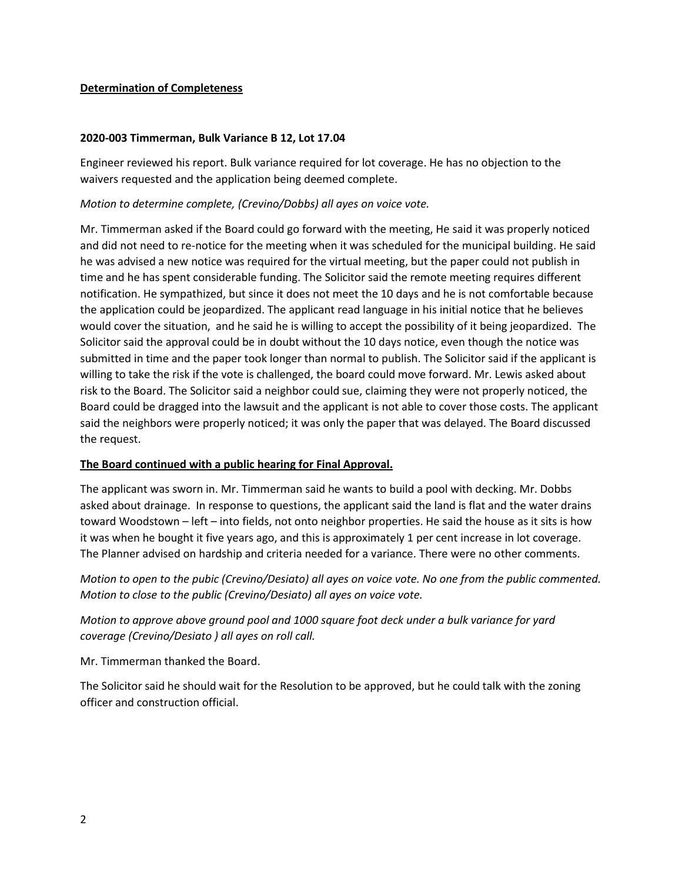**Determination of Completeness**

**2020-003 Timmerman, Bulk Variance B 12, Lot 17.04**

Engineer reviewed his report. Bulk variance required for lot coverage. He has no objection to the waivers requested and the application being deemed complete.

*Motion to determine complete, (Crevino/Dobbs) all ayes on voice vote.*

Mr. Timmerman asked if the Board could go forward with the meeting, He said it was properly noticed and did not need to re-notice for the meeting when it was scheduled for the municipal building. He said he was advised a new notice was required for the virtual meeting, but the paper could not publish in time and he has spent considerable funding. The Solicitor said the remote meeting requires different notification. He sympathized, but since it does not meet the 10 days and he is not comfortable because the application could be jeopardized. The applicant read language in his initial notice that he believes would cover the situation, and he said he is willing to accept the possibility of it being jeopardized. The Solicitor said the approval could be in doubt without the 10 days notice, even though the notice was submitted in time and the paper took longer than normal to publish. The Solicitor said if the applicant is willing to take the risk if the vote is challenged, the board could move forward. Mr. Lewis asked about risk to the Board. The Solicitor said a neighbor could sue, claiming they were not properly noticed, the Board could be dragged into the lawsuit and the applicant is not able to cover those costs. The applicant said the neighbors were properly noticed; it was only the paper that was delayed. The Board discussed the request.

**The Board continued with a public hearing for Final Approval.**

The applicant was sworn in. Mr. Timmerman said he wants to build a pool with decking. Mr. Dobbs asked about drainage. In response to questions, the applicant said the land is flat and the water drains toward Woodstown – left – into fields, not onto neighbor properties. He said the house as it sits is how it was when he bought it five years ago, and this is approximately 1 per cent increase in lot coverage. The Planner advised on hardship and criteria needed for a variance. There were no other comments.

*Motion to open to the pubic (Crevino/Desiato) all ayes on voice vote. No one from the public commented. Motion to close to the public (Crevino/Desiato) all ayes on voice vote.*

*Motion to approve above ground pool and 1000 square foot deck under a bulk variance for yard coverage (Crevino/Desiato ) all ayes on roll call.*

Mr. Timmerman thanked the Board.

The Solicitor said he should wait for the Resolution to be approved, but he could talk with the zoning officer and construction official.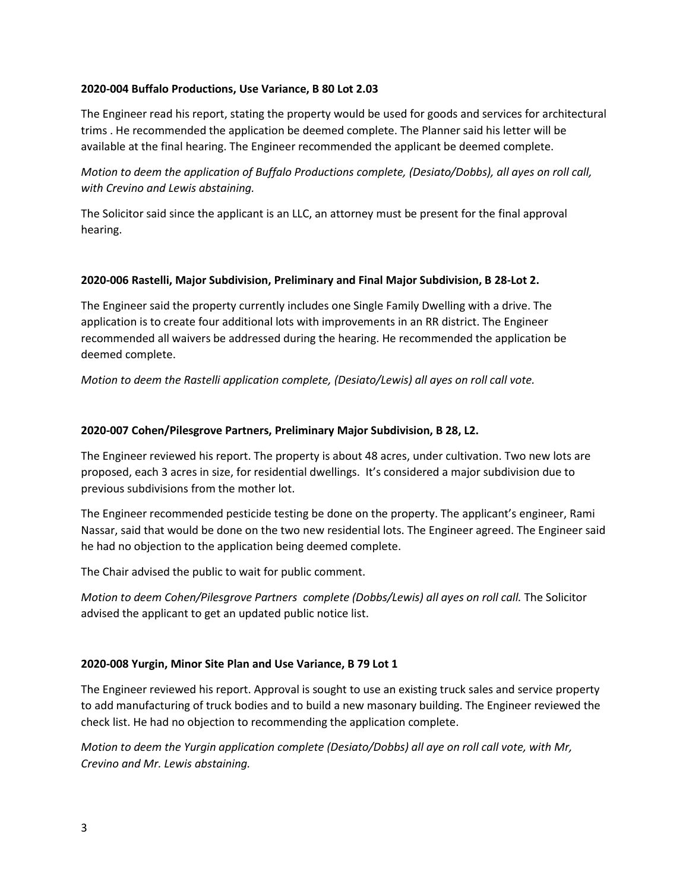**2020-004 Buffalo Productions, Use Variance, B 80 Lot 2.03**

The Engineer read his report, stating the property would be used for goods and services for architectural trims . He recommended the application be deemed complete. The Planner said his letter will be available at the final hearing. The Engineer recommended the applicant be deemed complete.

*Motion to deem the application of Buffalo Productions complete, (Desiato/Dobbs), all ayes on roll call, with Crevino and Lewis abstaining.*

The Solicitor said since the applicant is an LLC, an attorney must be present for the final approval hearing.

**2020-006 Rastelli, Major Subdivision, Preliminary and Final Major Subdivision, B 28-Lot 2.**

The Engineer said the property currently includes one Single Family Dwelling with a drive. The application is to create four additional lots with improvements in an RR district. The Engineer recommended all waivers be addressed during the hearing. He recommended the application be deemed complete.

*Motion to deem the Rastelli application complete, (Desiato/Lewis) all ayes on roll call vote.*

**2020-007 Cohen/Pilesgrove Partners, Preliminary Major Subdivision, B 28, L2.**

The Engineer reviewed his report. The property is about 48 acres, under cultivation. Two new lots are proposed, each 3 acres in size, for residential dwellings. It's considered a major subdivision due to previous subdivisions from the mother lot.

The Engineer recommended pesticide testing be done on the property. The applicant's engineer, Rami Nassar, said that would be done on the two new residential lots. The Engineer agreed. The Engineer said he had no objection to the application being deemed complete.

The Chair advised the public to wait for public comment.

*Motion to deem Cohen/Pilesgrove Partners complete (Dobbs/Lewis) all ayes on roll call.* The Solicitor advised the applicant to get an updated public notice list.

**2020-008 Yurgin, Minor Site Plan and Use Variance, B 79 Lot 1**

The Engineer reviewed his report. Approval is sought to use an existing truck sales and service property to add manufacturing of truck bodies and to build a new masonary building. The Engineer reviewed the check list. He had no objection to recommending the application complete.

*Motion to deem the Yurgin application complete (Desiato/Dobbs) all aye on roll call vote, with Mr, Crevino and Mr. Lewis abstaining.*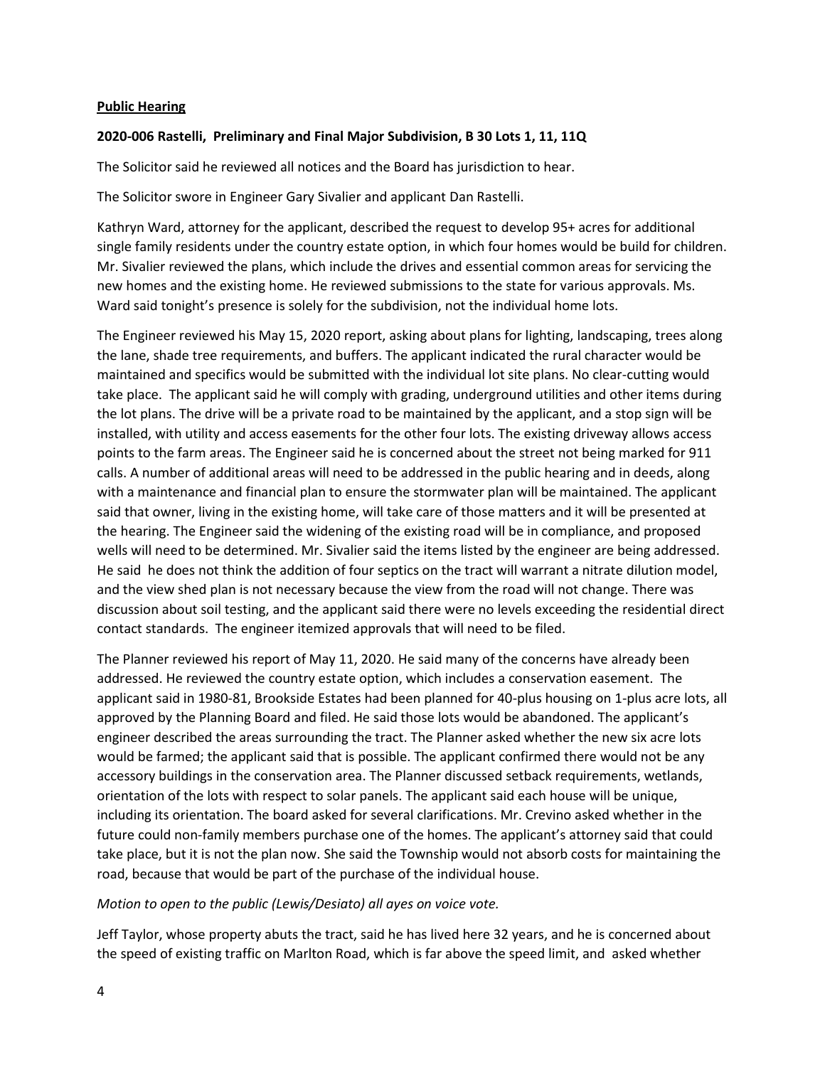**Public Hearing**

**2020-006 Rastelli, Preliminary and Final Major Subdivision, B 30 Lots 1, 11, 11Q**

The Solicitor said he reviewed all notices and the Board has jurisdiction to hear.

The Solicitor swore in Engineer Gary Sivalier and applicant Dan Rastelli.

Kathryn Ward, attorney for the applicant, described the request to develop 95+ acres for additional single family residents under the country estate option, in which four homes would be build for children. Mr. Sivalier reviewed the plans, which include the drives and essential common areas for servicing the new homes and the existing home. He reviewed submissions to the state for various approvals. Ms. Ward said tonight's presence is solely for the subdivision, not the individual home lots.

The Engineer reviewed his May 15, 2020 report, asking about plans for lighting, landscaping, trees along the lane, shade tree requirements, and buffers. The applicant indicated the rural character would be maintained and specifics would be submitted with the individual lot site plans. No clear-cutting would take place. The applicant said he will comply with grading, underground utilities and other items during the lot plans. The drive will be a private road to be maintained by the applicant, and a stop sign will be installed, with utility and access easements for the other four lots. The existing driveway allows access points to the farm areas. The Engineer said he is concerned about the street not being marked for 911 calls. A number of additional areas will need to be addressed in the public hearing and in deeds, along with a maintenance and financial plan to ensure the stormwater plan will be maintained. The applicant said that owner, living in the existing home, will take care of those matters and it will be presented at the hearing. The Engineer said the widening of the existing road will be in compliance, and proposed wells will need to be determined. Mr. Sivalier said the items listed by the engineer are being addressed. He said he does not think the addition of four septics on the tract will warrant a nitrate dilution model, and the view shed plan is not necessary because the view from the road will not change. There was discussion about soil testing, and the applicant said there were no levels exceeding the residential direct contact standards. The engineer itemized approvals that will need to be filed.

The Planner reviewed his report of May 11, 2020. He said many of the concerns have already been addressed. He reviewed the country estate option, which includes a conservation easement. The applicant said in 1980-81, Brookside Estates had been planned for 40-plus housing on 1-plus acre lots, all approved by the Planning Board and filed. He said those lots would be abandoned. The applicant's engineer described the areas surrounding the tract. The Planner asked whether the new six acre lots would be farmed; the applicant said that is possible. The applicant confirmed there would not be any accessory buildings in the conservation area. The Planner discussed setback requirements, wetlands, orientation of the lots with respect to solar panels. The applicant said each house will be unique, including its orientation. The board asked for several clarifications. Mr. Crevino asked whether in the future could non-family members purchase one of the homes. The applicant's attorney said that could take place, but it is not the plan now. She said the Township would not absorb costs for maintaining the road, because that would be part of the purchase of the individual house.

*Motion to open to the public (Lewis/Desiato) all ayes on voice vote.*

Jeff Taylor, whose property abuts the tract, said he has lived here 32 years, and he is concerned about the speed of existing traffic on Marlton Road, which is far above the speed limit, and asked whether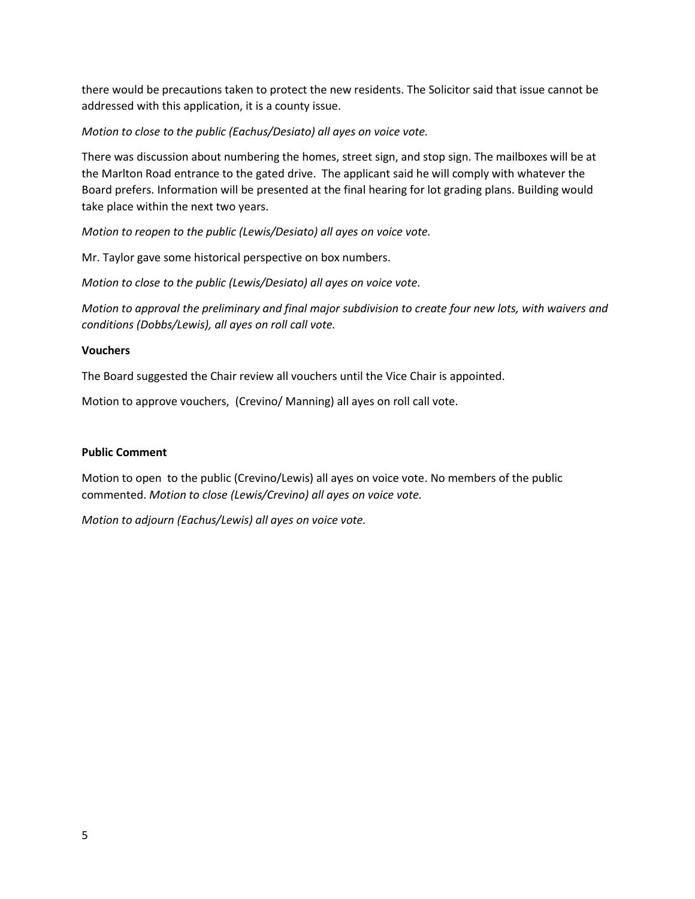there would be precautions taken to protect the new residents. The Solicitor said that issue cannot be addressed with this application, it is a county issue.

*Motion to close to the public (Eachus/Desiato) all ayes on voice vote.*

There was discussion about numbering the homes, street sign, and stop sign. The mailboxes will be at the Marlton Road entrance to the gated drive. The applicant said he will comply with whatever the Board prefers. Information will be presented at the final hearing for lot grading plans. Building would take place within the next two years.

*Motion to reopen to the public (Lewis/Desiato) all ayes on voice vote.*

Mr. Taylor gave some historical perspective on box numbers.

*Motion to close to the public (Lewis/Desiato) all ayes on voice vote.*

*Motion to approval the preliminary and final major subdivision to create four new lots, with waivers and conditions (Dobbs/Lewis), all ayes on roll call vote.*

**Vouchers**

The Board suggested the Chair review all vouchers until the Vice Chair is appointed.

Motion to approve vouchers, (Crevino/ Manning) all ayes on roll call vote.

**Public Comment**

Motion to open to the public (Crevino/Lewis) all ayes on voice vote. No members of the public commented. *Motion to close (Lewis/Crevino) all ayes on voice vote.*

*Motion to adjourn (Eachus/Lewis) all ayes on voice vote.*